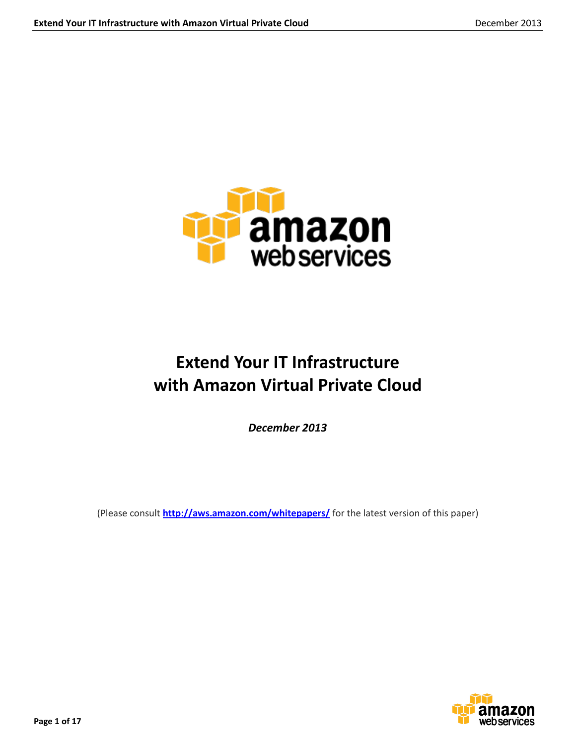# Extend Your IT Infrastructure with Amazon Virtual Private Cloud

***December 2013***

(Please consult **http://aws.amazon.com/whitepapers/** for the latest version of this paper)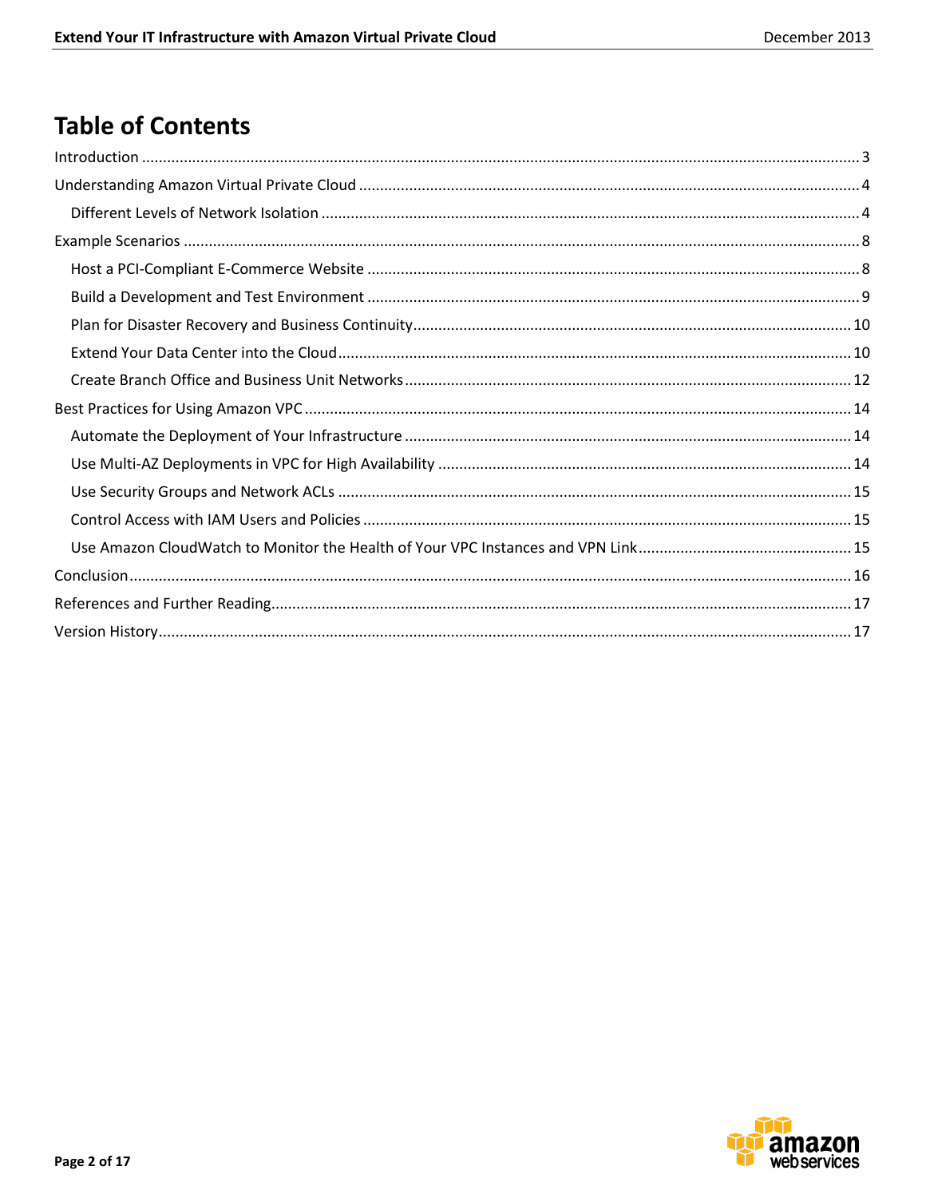# Table of Contents

Introduction ........ 3

Understanding Amazon Virtual Private Cloud ........ 4

- Different Levels of Network Isolation ........ 4

Example Scenarios ........ 8

- Host a PCI-Compliant E-Commerce Website ........ 8
- Build a Development and Test Environment ........ 9
- Plan for Disaster Recovery and Business Continuity ........ 10
- Extend Your Data Center into the Cloud ........ 10
- Create Branch Office and Business Unit Networks ........ 12

Best Practices for Using Amazon VPC ........ 14

- Automate the Deployment of Your Infrastructure ........ 14
- Use Multi-AZ Deployments in VPC for High Availability ........ 14
- Use Security Groups and Network ACLs ........ 15
- Control Access with IAM Users and Policies ........ 15
- Use Amazon CloudWatch to Monitor the Health of Your VPC Instances and VPN Link ........ 15

Conclusion ........ 16

References and Further Reading ........ 17

Version History ........ 17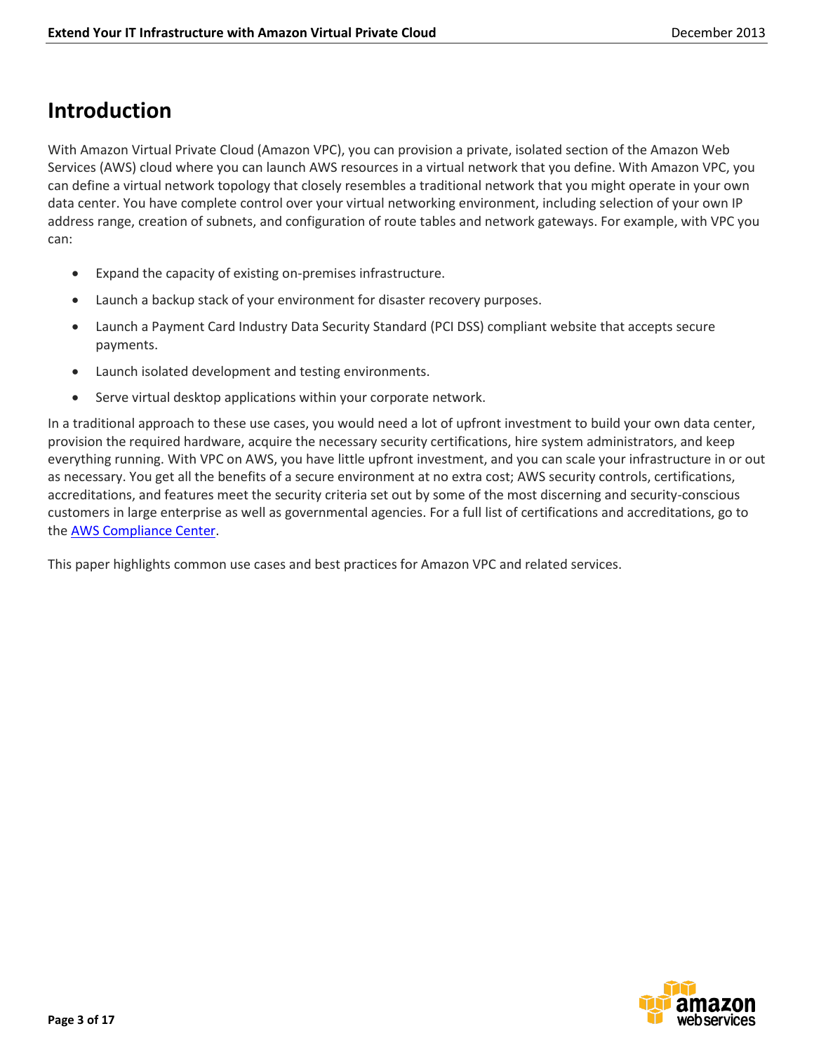# Introduction

With Amazon Virtual Private Cloud (Amazon VPC), you can provision a private, isolated section of the Amazon Web Services (AWS) cloud where you can launch AWS resources in a virtual network that you define. With Amazon VPC, you can define a virtual network topology that closely resembles a traditional network that you might operate in your own data center. You have complete control over your virtual networking environment, including selection of your own IP address range, creation of subnets, and configuration of route tables and network gateways. For example, with VPC you can:

- Expand the capacity of existing on-premises infrastructure.
- Launch a backup stack of your environment for disaster recovery purposes.
- Launch a Payment Card Industry Data Security Standard (PCI DSS) compliant website that accepts secure payments.
- Launch isolated development and testing environments.
- Serve virtual desktop applications within your corporate network.

In a traditional approach to these use cases, you would need a lot of upfront investment to build your own data center, provision the required hardware, acquire the necessary security certifications, hire system administrators, and keep everything running. With VPC on AWS, you have little upfront investment, and you can scale your infrastructure in or out as necessary. You get all the benefits of a secure environment at no extra cost; AWS security controls, certifications, accreditations, and features meet the security criteria set out by some of the most discerning and security-conscious customers in large enterprise as well as governmental agencies. For a full list of certifications and accreditations, go to the AWS Compliance Center.

This paper highlights common use cases and best practices for Amazon VPC and related services.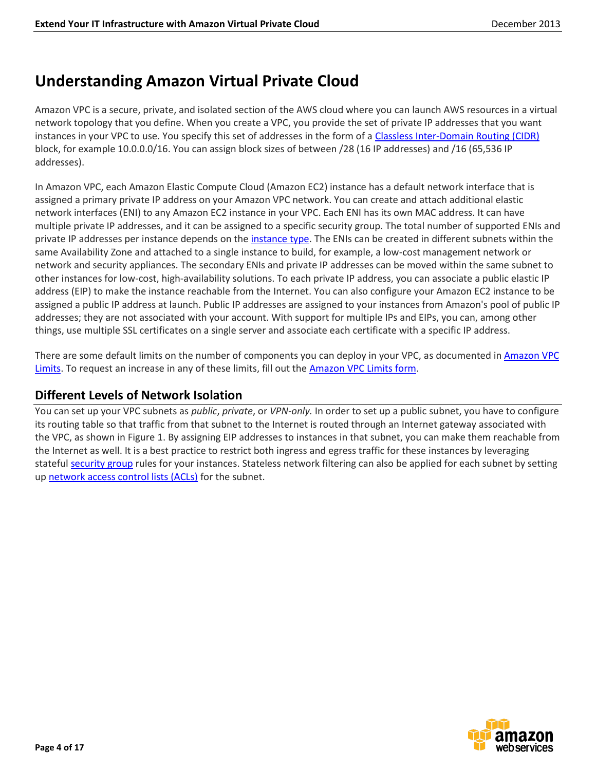# Understanding Amazon Virtual Private Cloud

Amazon VPC is a secure, private, and isolated section of the AWS cloud where you can launch AWS resources in a virtual network topology that you define. When you create a VPC, you provide the set of private IP addresses that you want instances in your VPC to use. You specify this set of addresses in the form of a Classless Inter-Domain Routing (CIDR) block, for example 10.0.0.0/16. You can assign block sizes of between /28 (16 IP addresses) and /16 (65,536 IP addresses).

In Amazon VPC, each Amazon Elastic Compute Cloud (Amazon EC2) instance has a default network interface that is assigned a primary private IP address on your Amazon VPC network. You can create and attach additional elastic network interfaces (ENI) to any Amazon EC2 instance in your VPC. Each ENI has its own MAC address. It can have multiple private IP addresses, and it can be assigned to a specific security group. The total number of supported ENIs and private IP addresses per instance depends on the instance type. The ENIs can be created in different subnets within the same Availability Zone and attached to a single instance to build, for example, a low-cost management network or network and security appliances. The secondary ENIs and private IP addresses can be moved within the same subnet to other instances for low-cost, high-availability solutions. To each private IP address, you can associate a public elastic IP address (EIP) to make the instance reachable from the Internet. You can also configure your Amazon EC2 instance to be assigned a public IP address at launch. Public IP addresses are assigned to your instances from Amazon's pool of public IP addresses; they are not associated with your account. With support for multiple IPs and EIPs, you can, among other things, use multiple SSL certificates on a single server and associate each certificate with a specific IP address.

There are some default limits on the number of components you can deploy in your VPC, as documented in Amazon VPC Limits. To request an increase in any of these limits, fill out the Amazon VPC Limits form.

## Different Levels of Network Isolation

You can set up your VPC subnets as *public*, *private*, or *VPN-only.* In order to set up a public subnet, you have to configure its routing table so that traffic from that subnet to the Internet is routed through an Internet gateway associated with the VPC, as shown in Figure 1. By assigning EIP addresses to instances in that subnet, you can make them reachable from the Internet as well. It is a best practice to restrict both ingress and egress traffic for these instances by leveraging stateful security group rules for your instances. Stateless network filtering can also be applied for each subnet by setting up network access control lists (ACLs) for the subnet.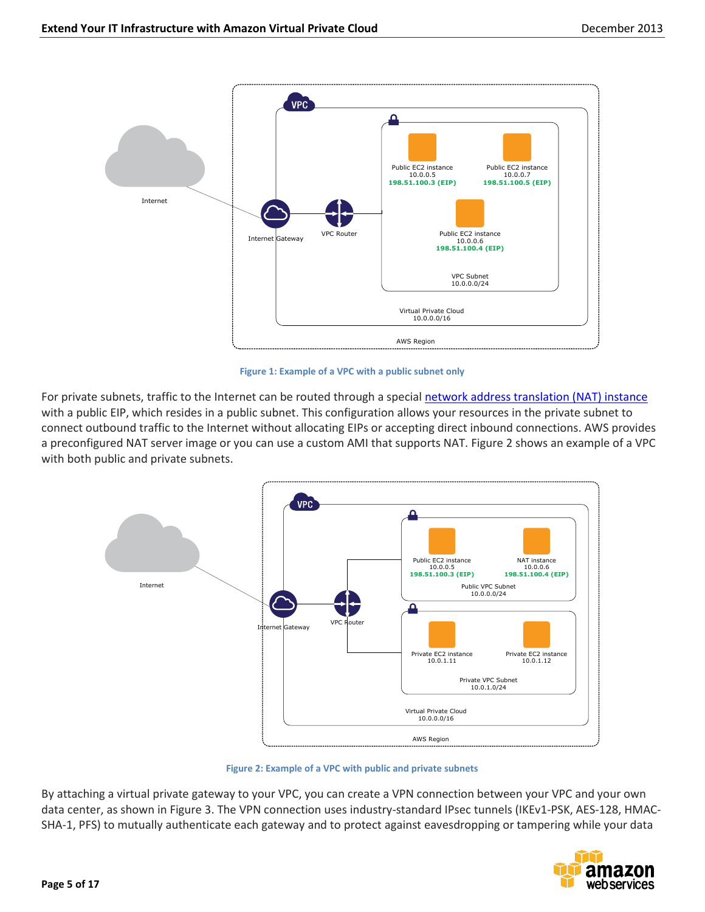Figure 1: Example of a VPC with a public subnet only

For private subnets, traffic to the Internet can be routed through a special [network address translation (NAT) instance](#) with a public EIP, which resides in a public subnet. This configuration allows your resources in the private subnet to connect outbound traffic to the Internet without allocating EIPs or accepting direct inbound connections. AWS provides a preconfigured NAT server image or you can use a custom AMI that supports NAT. Figure 2 shows an example of a VPC with both public and private subnets.

Figure 2: Example of a VPC with public and private subnets

By attaching a virtual private gateway to your VPC, you can create a VPN connection between your VPC and your own data center, as shown in Figure 3. The VPN connection uses industry-standard IPsec tunnels (IKEv1-PSK, AES-128, HMAC-SHA-1, PFS) to mutually authenticate each gateway and to protect against eavesdropping or tampering while your data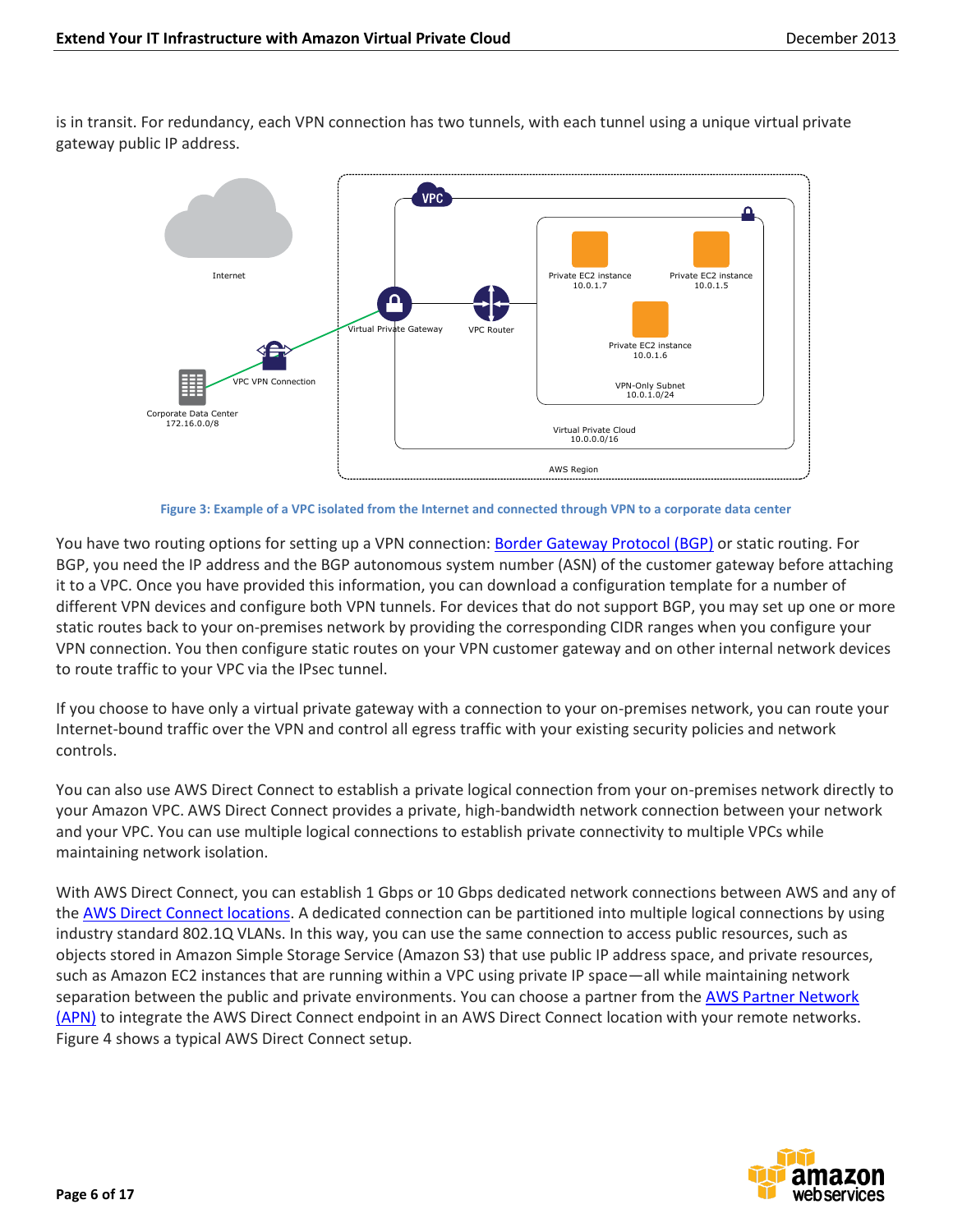is in transit. For redundancy, each VPN connection has two tunnels, with each tunnel using a unique virtual private gateway public IP address.

Figure 3: Example of a VPC isolated from the Internet and connected through VPN to a corporate data center

You have two routing options for setting up a VPN connection: Border Gateway Protocol (BGP) or static routing. For BGP, you need the IP address and the BGP autonomous system number (ASN) of the customer gateway before attaching it to a VPC. Once you have provided this information, you can download a configuration template for a number of different VPN devices and configure both VPN tunnels. For devices that do not support BGP, you may set up one or more static routes back to your on-premises network by providing the corresponding CIDR ranges when you configure your VPN connection. You then configure static routes on your VPN customer gateway and on other internal network devices to route traffic to your VPC via the IPsec tunnel.

If you choose to have only a virtual private gateway with a connection to your on-premises network, you can route your Internet-bound traffic over the VPN and control all egress traffic with your existing security policies and network controls.

You can also use AWS Direct Connect to establish a private logical connection from your on-premises network directly to your Amazon VPC. AWS Direct Connect provides a private, high-bandwidth network connection between your network and your VPC. You can use multiple logical connections to establish private connectivity to multiple VPCs while maintaining network isolation.

With AWS Direct Connect, you can establish 1 Gbps or 10 Gbps dedicated network connections between AWS and any of the AWS Direct Connect locations. A dedicated connection can be partitioned into multiple logical connections by using industry standard 802.1Q VLANs. In this way, you can use the same connection to access public resources, such as objects stored in Amazon Simple Storage Service (Amazon S3) that use public IP address space, and private resources, such as Amazon EC2 instances that are running within a VPC using private IP space—all while maintaining network separation between the public and private environments. You can choose a partner from the AWS Partner Network (APN) to integrate the AWS Direct Connect endpoint in an AWS Direct Connect location with your remote networks. Figure 4 shows a typical AWS Direct Connect setup.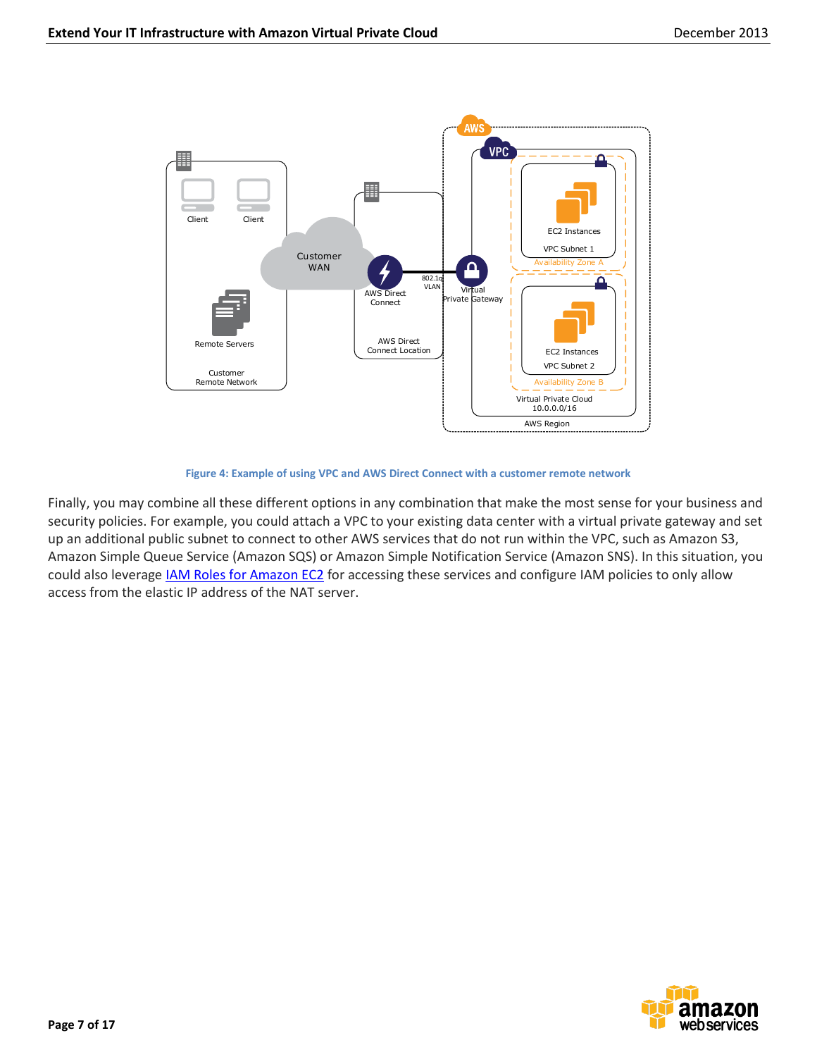**Figure 4: Example of using VPC and AWS Direct Connect with a customer remote network**

Finally, you may combine all these different options in any combination that make the most sense for your business and security policies. For example, you could attach a VPC to your existing data center with a virtual private gateway and set up an additional public subnet to connect to other AWS services that do not run within the VPC, such as Amazon S3, Amazon Simple Queue Service (Amazon SQS) or Amazon Simple Notification Service (Amazon SNS). In this situation, you could also leverage [IAM Roles for Amazon EC2](IAM Roles for Amazon EC2) for accessing these services and configure IAM policies to only allow access from the elastic IP address of the NAT server.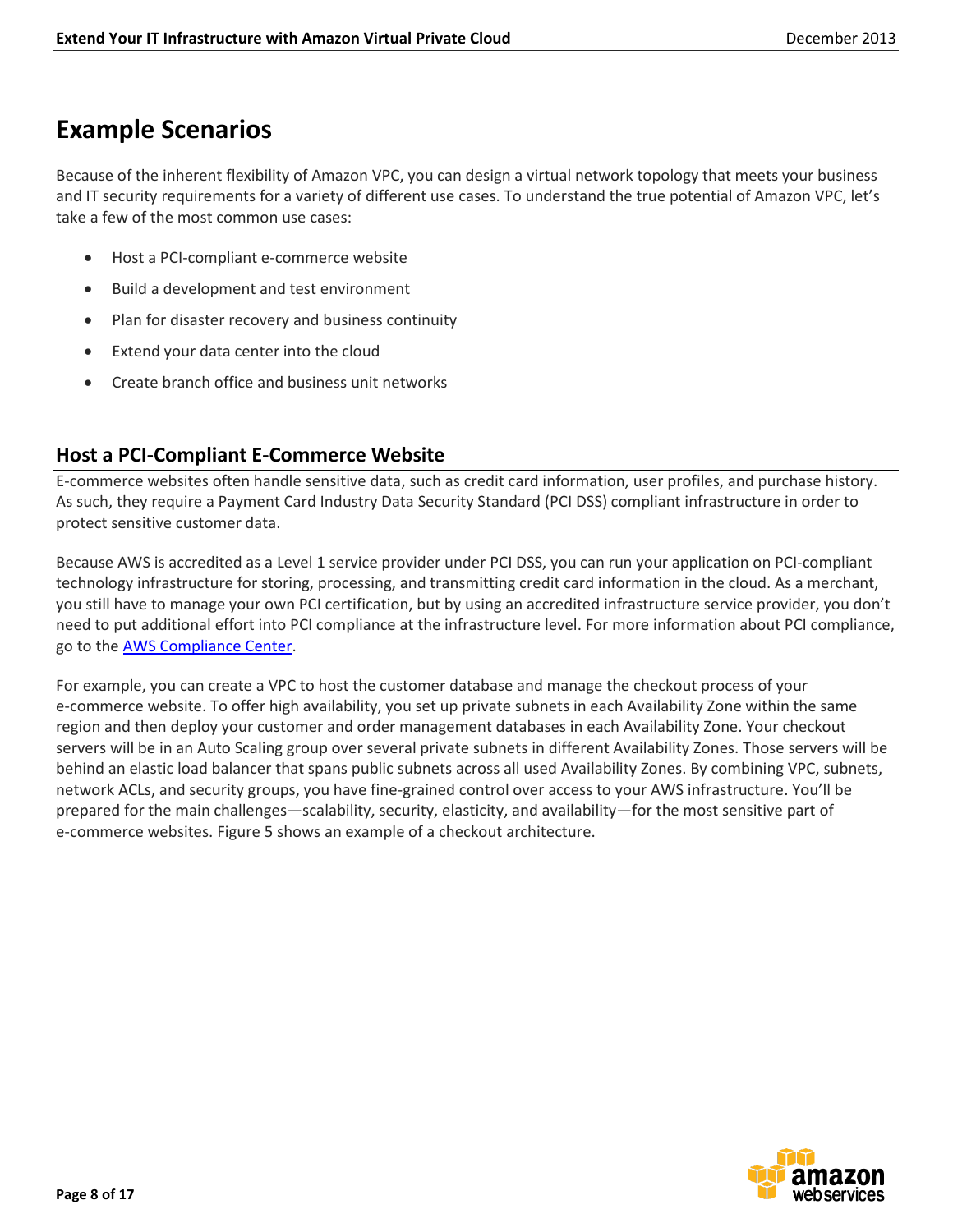# Example Scenarios

Because of the inherent flexibility of Amazon VPC, you can design a virtual network topology that meets your business and IT security requirements for a variety of different use cases. To understand the true potential of Amazon VPC, let's take a few of the most common use cases:

- Host a PCI-compliant e-commerce website
- Build a development and test environment
- Plan for disaster recovery and business continuity
- Extend your data center into the cloud
- Create branch office and business unit networks

## Host a PCI-Compliant E-Commerce Website

E-commerce websites often handle sensitive data, such as credit card information, user profiles, and purchase history. As such, they require a Payment Card Industry Data Security Standard (PCI DSS) compliant infrastructure in order to protect sensitive customer data.

Because AWS is accredited as a Level 1 service provider under PCI DSS, you can run your application on PCI-compliant technology infrastructure for storing, processing, and transmitting credit card information in the cloud. As a merchant, you still have to manage your own PCI certification, but by using an accredited infrastructure service provider, you don't need to put additional effort into PCI compliance at the infrastructure level. For more information about PCI compliance, go to the AWS Compliance Center.

For example, you can create a VPC to host the customer database and manage the checkout process of your e-commerce website. To offer high availability, you set up private subnets in each Availability Zone within the same region and then deploy your customer and order management databases in each Availability Zone. Your checkout servers will be in an Auto Scaling group over several private subnets in different Availability Zones. Those servers will be behind an elastic load balancer that spans public subnets across all used Availability Zones. By combining VPC, subnets, network ACLs, and security groups, you have fine-grained control over access to your AWS infrastructure. You'll be prepared for the main challenges—scalability, security, elasticity, and availability—for the most sensitive part of e-commerce websites. Figure 5 shows an example of a checkout architecture.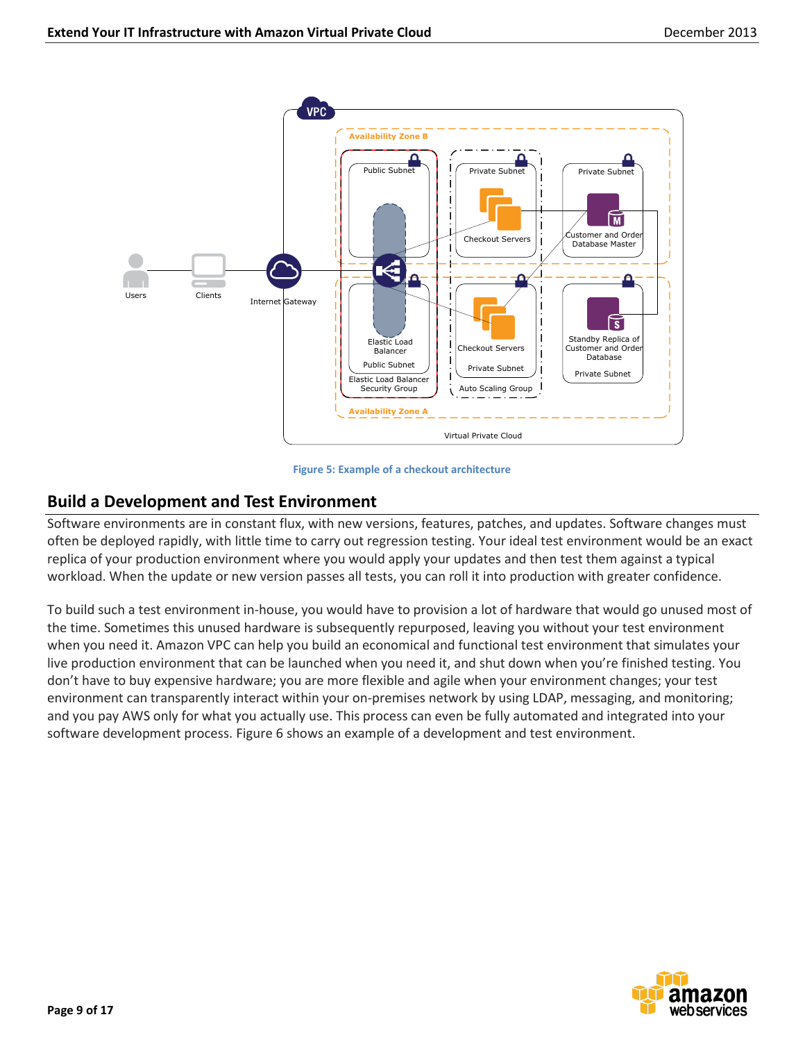Figure 5: Example of a checkout architecture

## Build a Development and Test Environment

Software environments are in constant flux, with new versions, features, patches, and updates. Software changes must often be deployed rapidly, with little time to carry out regression testing. Your ideal test environment would be an exact replica of your production environment where you would apply your updates and then test them against a typical workload. When the update or new version passes all tests, you can roll it into production with greater confidence.

To build such a test environment in-house, you would have to provision a lot of hardware that would go unused most of the time. Sometimes this unused hardware is subsequently repurposed, leaving you without your test environment when you need it. Amazon VPC can help you build an economical and functional test environment that simulates your live production environment that can be launched when you need it, and shut down when you're finished testing. You don't have to buy expensive hardware; you are more flexible and agile when your environment changes; your test environment can transparently interact within your on-premises network by using LDAP, messaging, and monitoring; and you pay AWS only for what you actually use. This process can even be fully automated and integrated into your software development process. Figure 6 shows an example of a development and test environment.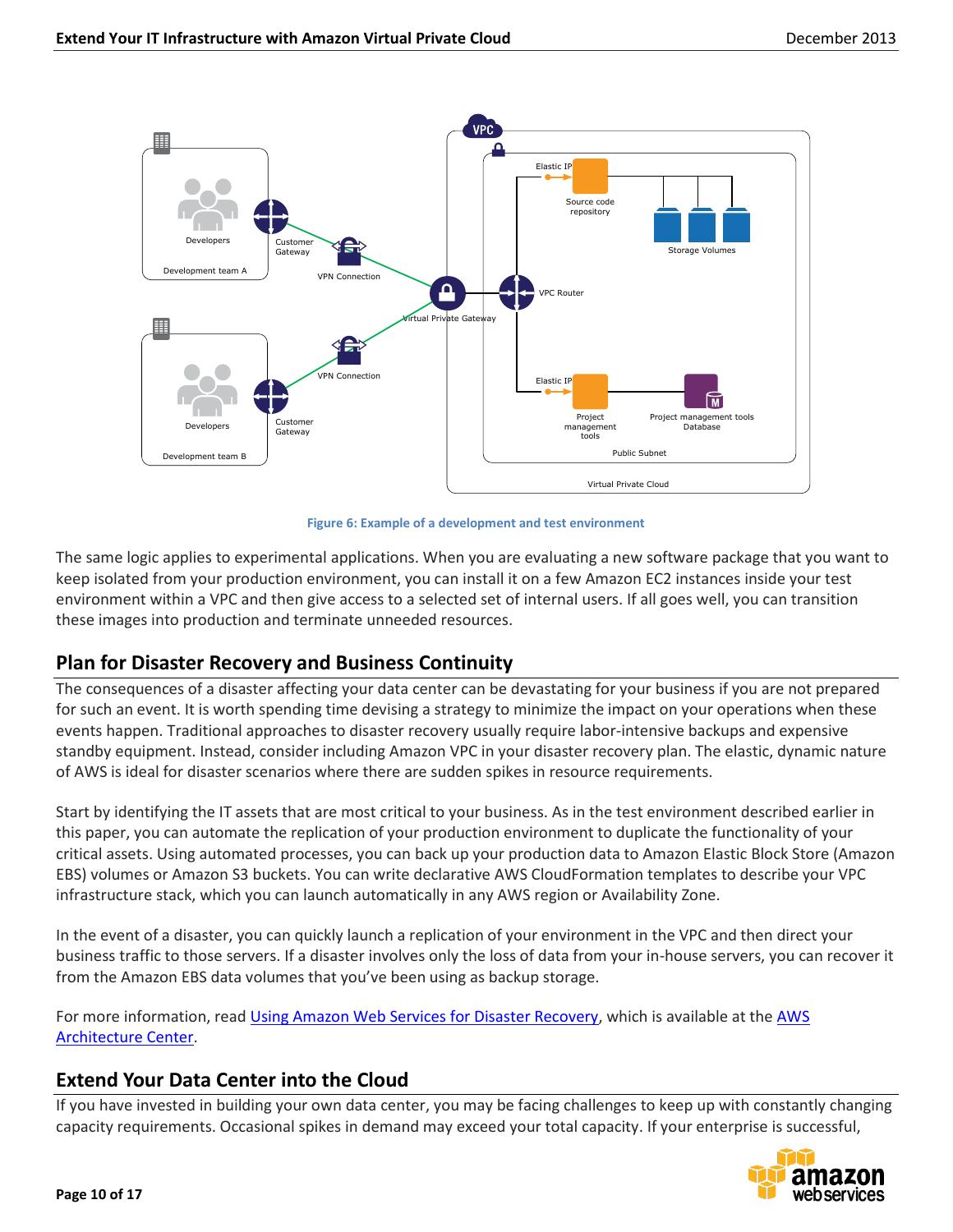Figure 6: Example of a development and test environment

The same logic applies to experimental applications. When you are evaluating a new software package that you want to keep isolated from your production environment, you can install it on a few Amazon EC2 instances inside your test environment within a VPC and then give access to a selected set of internal users. If all goes well, you can transition these images into production and terminate unneeded resources.

## Plan for Disaster Recovery and Business Continuity

The consequences of a disaster affecting your data center can be devastating for your business if you are not prepared for such an event. It is worth spending time devising a strategy to minimize the impact on your operations when these events happen. Traditional approaches to disaster recovery usually require labor-intensive backups and expensive standby equipment. Instead, consider including Amazon VPC in your disaster recovery plan. The elastic, dynamic nature of AWS is ideal for disaster scenarios where there are sudden spikes in resource requirements.

Start by identifying the IT assets that are most critical to your business. As in the test environment described earlier in this paper, you can automate the replication of your production environment to duplicate the functionality of your critical assets. Using automated processes, you can back up your production data to Amazon Elastic Block Store (Amazon EBS) volumes or Amazon S3 buckets. You can write declarative AWS CloudFormation templates to describe your VPC infrastructure stack, which you can launch automatically in any AWS region or Availability Zone.

In the event of a disaster, you can quickly launch a replication of your environment in the VPC and then direct your business traffic to those servers. If a disaster involves only the loss of data from your in-house servers, you can recover it from the Amazon EBS data volumes that you've been using as backup storage.

For more information, read Using Amazon Web Services for Disaster Recovery, which is available at the AWS Architecture Center.

## Extend Your Data Center into the Cloud

If you have invested in building your own data center, you may be facing challenges to keep up with constantly changing capacity requirements. Occasional spikes in demand may exceed your total capacity. If your enterprise is successful,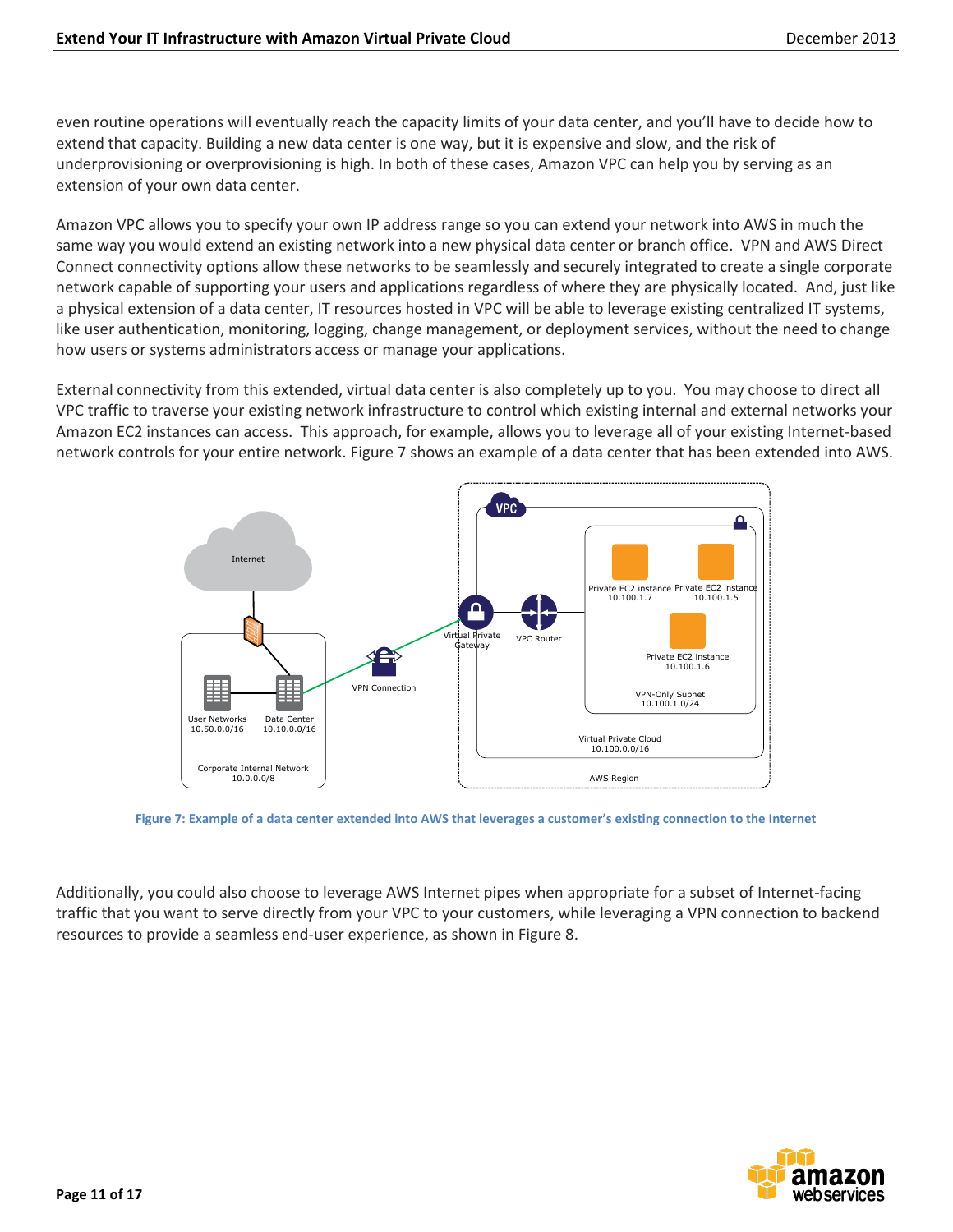even routine operations will eventually reach the capacity limits of your data center, and you'll have to decide how to extend that capacity. Building a new data center is one way, but it is expensive and slow, and the risk of underprovisioning or overprovisioning is high. In both of these cases, Amazon VPC can help you by serving as an extension of your own data center.

Amazon VPC allows you to specify your own IP address range so you can extend your network into AWS in much the same way you would extend an existing network into a new physical data center or branch office. VPN and AWS Direct Connect connectivity options allow these networks to be seamlessly and securely integrated to create a single corporate network capable of supporting your users and applications regardless of where they are physically located. And, just like a physical extension of a data center, IT resources hosted in VPC will be able to leverage existing centralized IT systems, like user authentication, monitoring, logging, change management, or deployment services, without the need to change how users or systems administrators access or manage your applications.

External connectivity from this extended, virtual data center is also completely up to you. You may choose to direct all VPC traffic to traverse your existing network infrastructure to control which existing internal and external networks your Amazon EC2 instances can access. This approach, for example, allows you to leverage all of your existing Internet-based network controls for your entire network. Figure 7 shows an example of a data center that has been extended into AWS.

**Figure 7: Example of a data center extended into AWS that leverages a customer's existing connection to the Internet**

Additionally, you could also choose to leverage AWS Internet pipes when appropriate for a subset of Internet-facing traffic that you want to serve directly from your VPC to your customers, while leveraging a VPN connection to backend resources to provide a seamless end-user experience, as shown in Figure 8.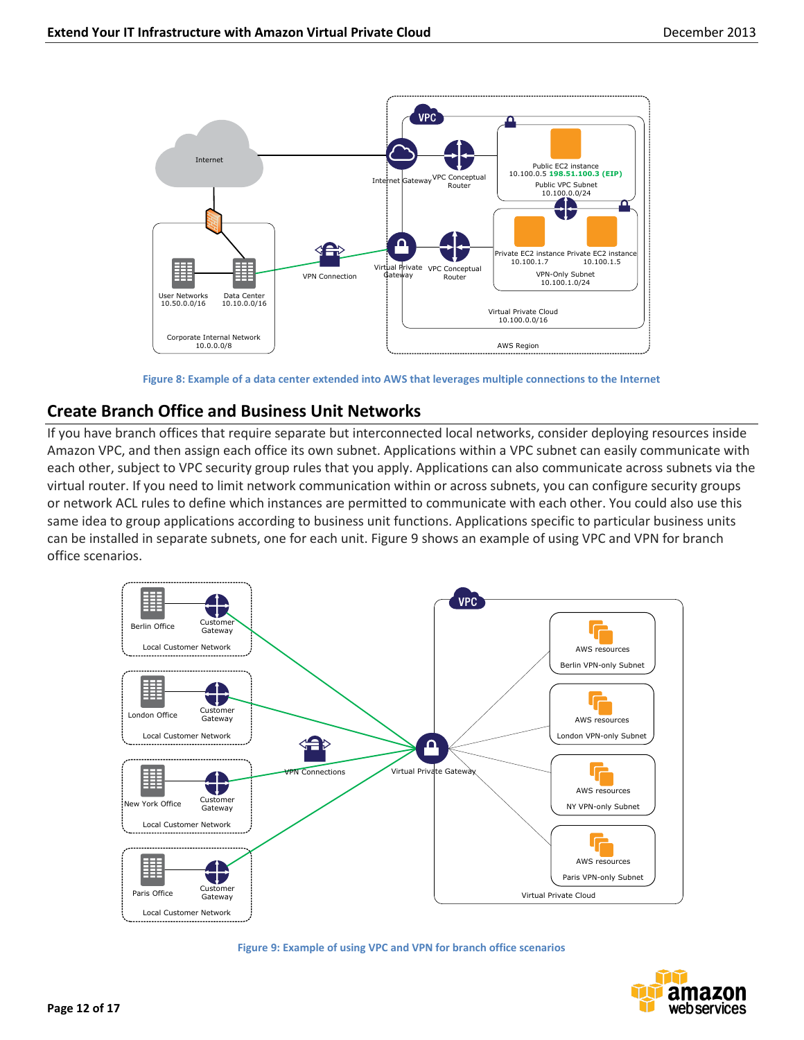Figure 8: Example of a data center extended into AWS that leverages multiple connections to the Internet

## Create Branch Office and Business Unit Networks

If you have branch offices that require separate but interconnected local networks, consider deploying resources inside Amazon VPC, and then assign each office its own subnet. Applications within a VPC subnet can easily communicate with each other, subject to VPC security group rules that you apply. Applications can also communicate across subnets via the virtual router. If you need to limit network communication within or across subnets, you can configure security groups or network ACL rules to define which instances are permitted to communicate with each other. You could also use this same idea to group applications according to business unit functions. Applications specific to particular business units can be installed in separate subnets, one for each unit. Figure 9 shows an example of using VPC and VPN for branch office scenarios.

Figure 9: Example of using VPC and VPN for branch office scenarios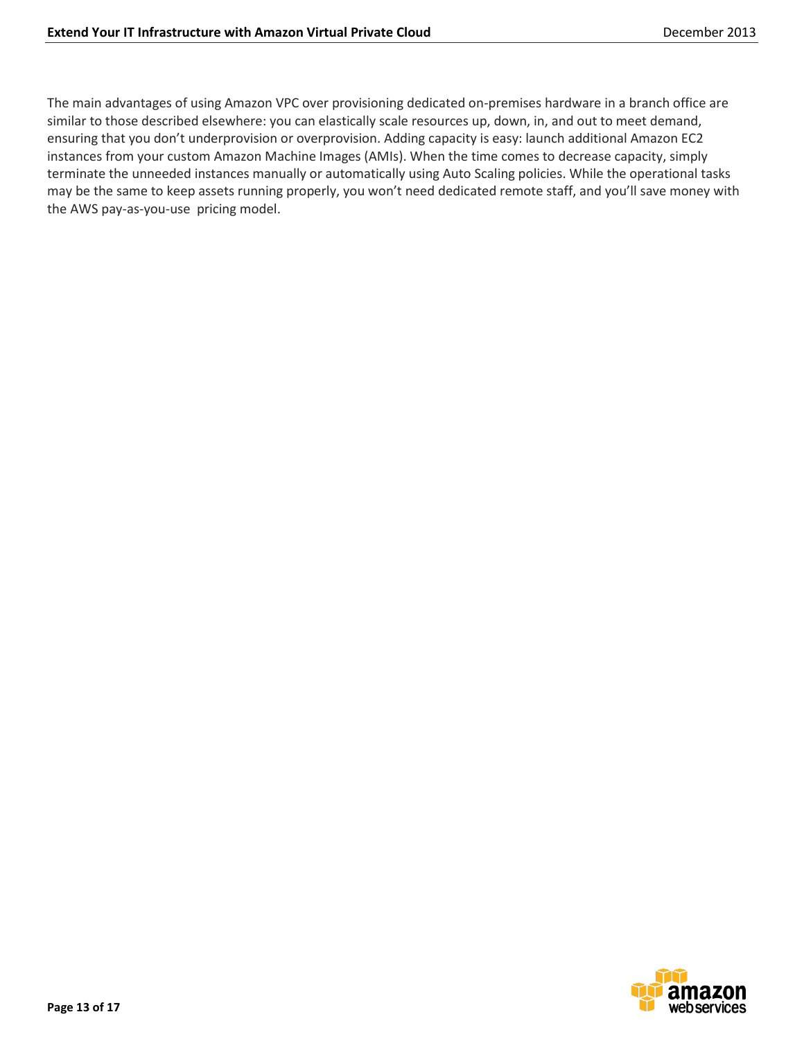The main advantages of using Amazon VPC over provisioning dedicated on-premises hardware in a branch office are similar to those described elsewhere: you can elastically scale resources up, down, in, and out to meet demand, ensuring that you don't underprovision or overprovision. Adding capacity is easy: launch additional Amazon EC2 instances from your custom Amazon Machine Images (AMIs). When the time comes to decrease capacity, simply terminate the unneeded instances manually or automatically using Auto Scaling policies. While the operational tasks may be the same to keep assets running properly, you won't need dedicated remote staff, and you'll save money with the AWS pay-as-you-use pricing model.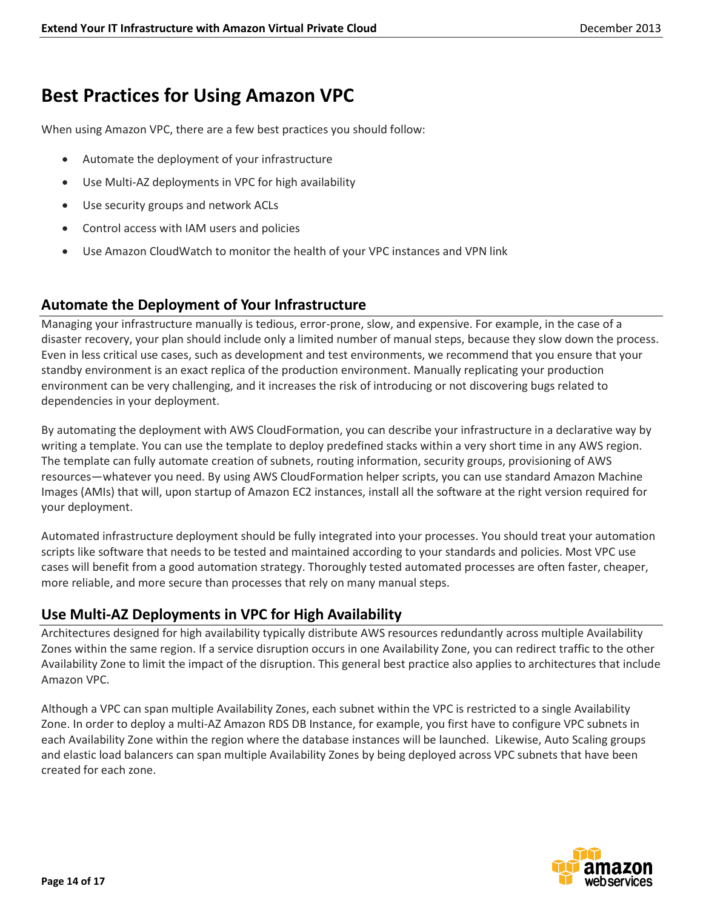# Best Practices for Using Amazon VPC

When using Amazon VPC, there are a few best practices you should follow:

- Automate the deployment of your infrastructure
- Use Multi-AZ deployments in VPC for high availability
- Use security groups and network ACLs
- Control access with IAM users and policies
- Use Amazon CloudWatch to monitor the health of your VPC instances and VPN link

## Automate the Deployment of Your Infrastructure

Managing your infrastructure manually is tedious, error-prone, slow, and expensive. For example, in the case of a disaster recovery, your plan should include only a limited number of manual steps, because they slow down the process. Even in less critical use cases, such as development and test environments, we recommend that you ensure that your standby environment is an exact replica of the production environment. Manually replicating your production environment can be very challenging, and it increases the risk of introducing or not discovering bugs related to dependencies in your deployment.

By automating the deployment with AWS CloudFormation, you can describe your infrastructure in a declarative way by writing a template. You can use the template to deploy predefined stacks within a very short time in any AWS region. The template can fully automate creation of subnets, routing information, security groups, provisioning of AWS resources—whatever you need. By using AWS CloudFormation helper scripts, you can use standard Amazon Machine Images (AMIs) that will, upon startup of Amazon EC2 instances, install all the software at the right version required for your deployment.

Automated infrastructure deployment should be fully integrated into your processes. You should treat your automation scripts like software that needs to be tested and maintained according to your standards and policies. Most VPC use cases will benefit from a good automation strategy. Thoroughly tested automated processes are often faster, cheaper, more reliable, and more secure than processes that rely on many manual steps.

## Use Multi-AZ Deployments in VPC for High Availability

Architectures designed for high availability typically distribute AWS resources redundantly across multiple Availability Zones within the same region. If a service disruption occurs in one Availability Zone, you can redirect traffic to the other Availability Zone to limit the impact of the disruption. This general best practice also applies to architectures that include Amazon VPC.

Although a VPC can span multiple Availability Zones, each subnet within the VPC is restricted to a single Availability Zone. In order to deploy a multi-AZ Amazon RDS DB Instance, for example, you first have to configure VPC subnets in each Availability Zone within the region where the database instances will be launched. Likewise, Auto Scaling groups and elastic load balancers can span multiple Availability Zones by being deployed across VPC subnets that have been created for each zone.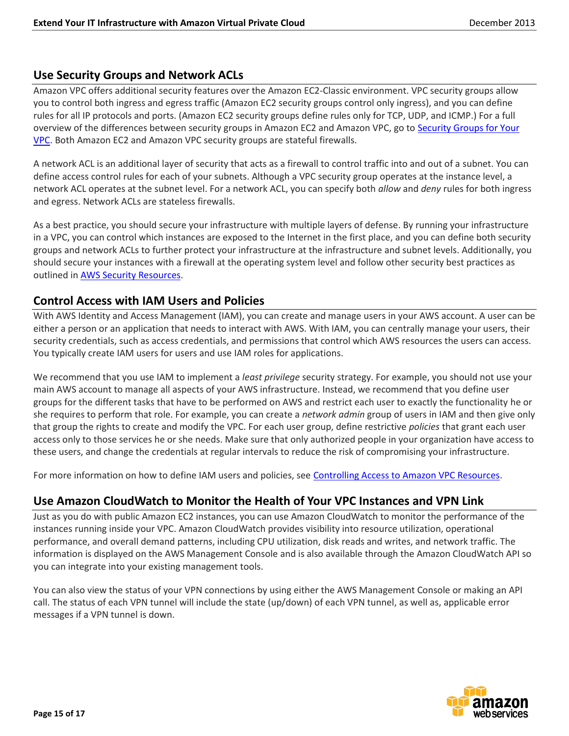## Use Security Groups and Network ACLs

Amazon VPC offers additional security features over the Amazon EC2-Classic environment. VPC security groups allow you to control both ingress and egress traffic (Amazon EC2 security groups control only ingress), and you can define rules for all IP protocols and ports. (Amazon EC2 security groups define rules only for TCP, UDP, and ICMP.) For a full overview of the differences between security groups in Amazon EC2 and Amazon VPC, go to Security Groups for Your VPC. Both Amazon EC2 and Amazon VPC security groups are stateful firewalls.

A network ACL is an additional layer of security that acts as a firewall to control traffic into and out of a subnet. You can define access control rules for each of your subnets. Although a VPC security group operates at the instance level, a network ACL operates at the subnet level. For a network ACL, you can specify both *allow* and *deny* rules for both ingress and egress. Network ACLs are stateless firewalls.

As a best practice, you should secure your infrastructure with multiple layers of defense. By running your infrastructure in a VPC, you can control which instances are exposed to the Internet in the first place, and you can define both security groups and network ACLs to further protect your infrastructure at the infrastructure and subnet levels. Additionally, you should secure your instances with a firewall at the operating system level and follow other security best practices as outlined in AWS Security Resources.

## Control Access with IAM Users and Policies

With AWS Identity and Access Management (IAM), you can create and manage users in your AWS account. A user can be either a person or an application that needs to interact with AWS. With IAM, you can centrally manage your users, their security credentials, such as access credentials, and permissions that control which AWS resources the users can access. You typically create IAM users for users and use IAM roles for applications.

We recommend that you use IAM to implement a *least privilege* security strategy. For example, you should not use your main AWS account to manage all aspects of your AWS infrastructure. Instead, we recommend that you define user groups for the different tasks that have to be performed on AWS and restrict each user to exactly the functionality he or she requires to perform that role. For example, you can create a *network admin* group of users in IAM and then give only that group the rights to create and modify the VPC. For each user group, define restrictive *policies* that grant each user access only to those services he or she needs. Make sure that only authorized people in your organization have access to these users, and change the credentials at regular intervals to reduce the risk of compromising your infrastructure.

For more information on how to define IAM users and policies, see Controlling Access to Amazon VPC Resources.

## Use Amazon CloudWatch to Monitor the Health of Your VPC Instances and VPN Link

Just as you do with public Amazon EC2 instances, you can use Amazon CloudWatch to monitor the performance of the instances running inside your VPC. Amazon CloudWatch provides visibility into resource utilization, operational performance, and overall demand patterns, including CPU utilization, disk reads and writes, and network traffic. The information is displayed on the AWS Management Console and is also available through the Amazon CloudWatch API so you can integrate into your existing management tools.

You can also view the status of your VPN connections by using either the AWS Management Console or making an API call. The status of each VPN tunnel will include the state (up/down) of each VPN tunnel, as well as, applicable error messages if a VPN tunnel is down.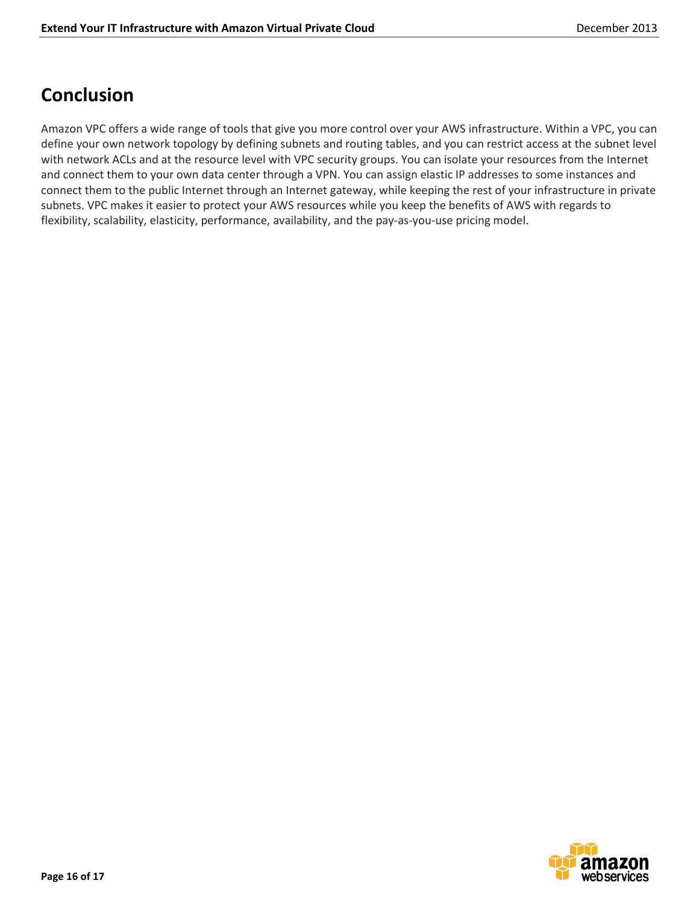## Conclusion

Amazon VPC offers a wide range of tools that give you more control over your AWS infrastructure. Within a VPC, you can define your own network topology by defining subnets and routing tables, and you can restrict access at the subnet level with network ACLs and at the resource level with VPC security groups. You can isolate your resources from the Internet and connect them to your own data center through a VPN. You can assign elastic IP addresses to some instances and connect them to the public Internet through an Internet gateway, while keeping the rest of your infrastructure in private subnets. VPC makes it easier to protect your AWS resources while you keep the benefits of AWS with regards to flexibility, scalability, elasticity, performance, availability, and the pay-as-you-use pricing model.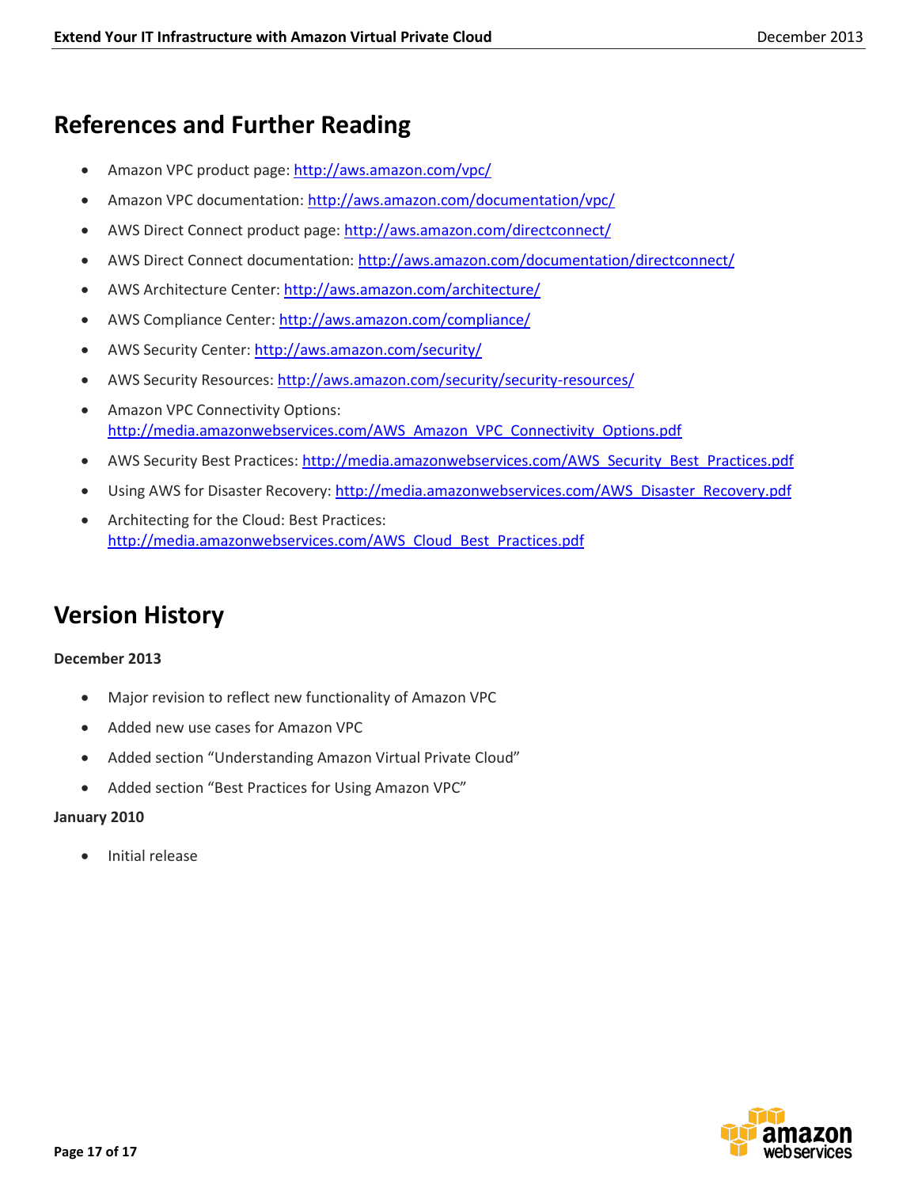## References and Further Reading

- Amazon VPC product page: http://aws.amazon.com/vpc/
- Amazon VPC documentation: http://aws.amazon.com/documentation/vpc/
- AWS Direct Connect product page: http://aws.amazon.com/directconnect/
- AWS Direct Connect documentation: http://aws.amazon.com/documentation/directconnect/
- AWS Architecture Center: http://aws.amazon.com/architecture/
- AWS Compliance Center: http://aws.amazon.com/compliance/
- AWS Security Center: http://aws.amazon.com/security/
- AWS Security Resources: http://aws.amazon.com/security/security-resources/
- Amazon VPC Connectivity Options: http://media.amazonwebservices.com/AWS_Amazon_VPC_Connectivity_Options.pdf
- AWS Security Best Practices: http://media.amazonwebservices.com/AWS_Security_Best_Practices.pdf
- Using AWS for Disaster Recovery: http://media.amazonwebservices.com/AWS_Disaster_Recovery.pdf
- Architecting for the Cloud: Best Practices: http://media.amazonwebservices.com/AWS_Cloud_Best_Practices.pdf

## Version History

**December 2013**

- Major revision to reflect new functionality of Amazon VPC
- Added new use cases for Amazon VPC
- Added section "Understanding Amazon Virtual Private Cloud"
- Added section "Best Practices for Using Amazon VPC"

**January 2010**

- Initial release